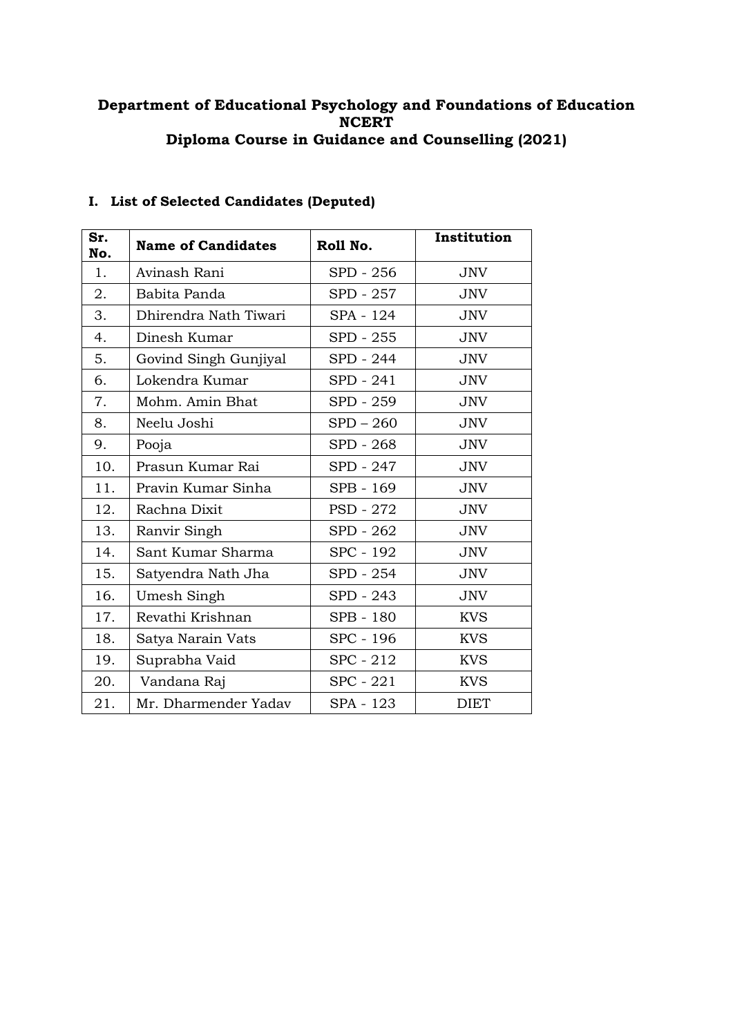**Department of Educational Psychology and Foundations of Education**
**NCERT**
**Diploma Course in Guidance and Counselling (2021)**

## I. List of Selected Candidates (Deputed)

| Sr. No. | Name of Candidates | Roll No. | Institution |
|---|---|---|---|
| 1. | Avinash Rani | SPD - 256 | JNV |
| 2. | Babita Panda | SPD - 257 | JNV |
| 3. | Dhirendra Nath Tiwari | SPA - 124 | JNV |
| 4. | Dinesh Kumar | SPD - 255 | JNV |
| 5. | Govind Singh Gunjiyal | SPD - 244 | JNV |
| 6. | Lokendra Kumar | SPD - 241 | JNV |
| 7. | Mohm. Amin Bhat | SPD - 259 | JNV |
| 8. | Neelu Joshi | SPD – 260 | JNV |
| 9. | Pooja | SPD - 268 | JNV |
| 10. | Prasun Kumar Rai | SPD - 247 | JNV |
| 11. | Pravin Kumar Sinha | SPB - 169 | JNV |
| 12. | Rachna Dixit | PSD - 272 | JNV |
| 13. | Ranvir Singh | SPD - 262 | JNV |
| 14. | Sant Kumar Sharma | SPC - 192 | JNV |
| 15. | Satyendra Nath Jha | SPD - 254 | JNV |
| 16. | Umesh Singh | SPD - 243 | JNV |
| 17. | Revathi Krishnan | SPB - 180 | KVS |
| 18. | Satya Narain Vats | SPC - 196 | KVS |
| 19. | Suprabha Vaid | SPC - 212 | KVS |
| 20. | Vandana Raj | SPC - 221 | KVS |
| 21. | Mr. Dharmender Yadav | SPA - 123 | DIET |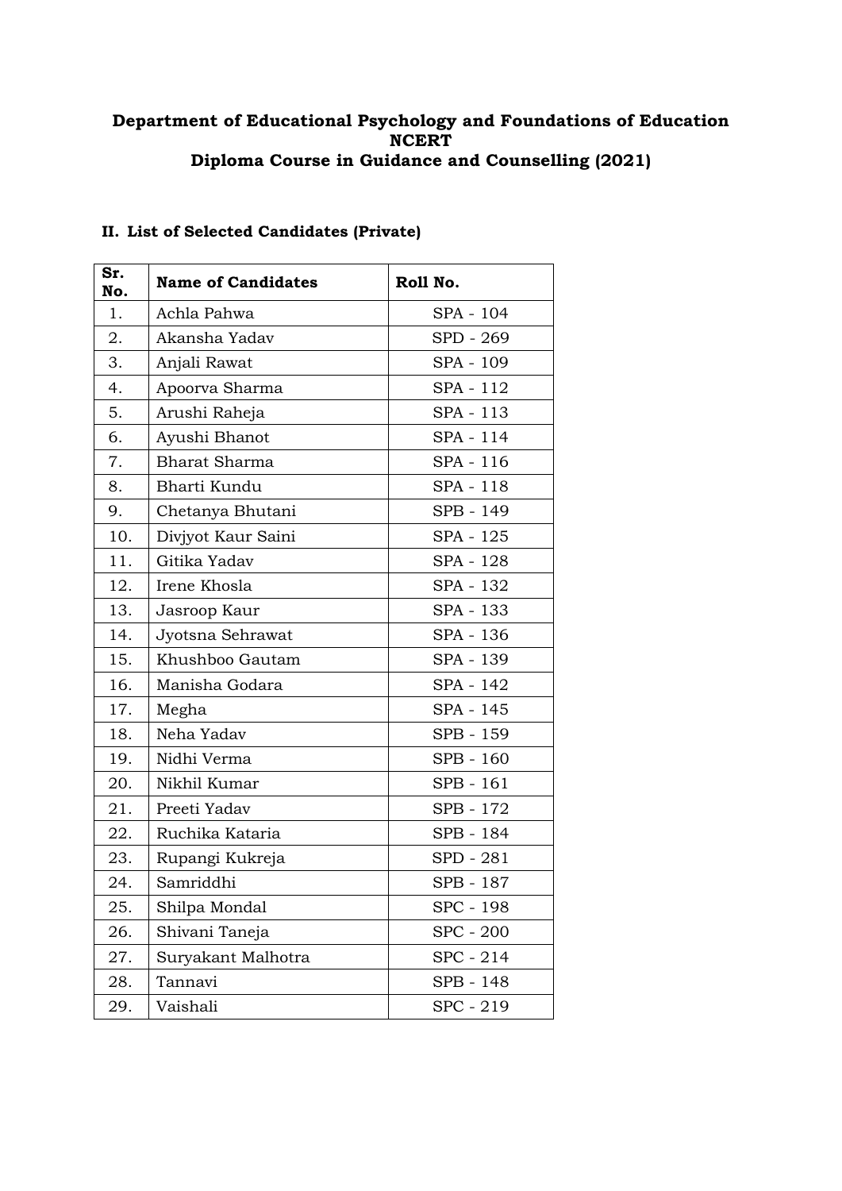**Department of Educational Psychology and Foundations of Education**
**NCERT**
**Diploma Course in Guidance and Counselling (2021)**

## II. List of Selected Candidates (Private)

| Sr. No. | Name of Candidates | Roll No. |
|---|---|---|
| 1. | Achla Pahwa | SPA - 104 |
| 2. | Akansha Yadav | SPD - 269 |
| 3. | Anjali Rawat | SPA - 109 |
| 4. | Apoorva Sharma | SPA - 112 |
| 5. | Arushi Raheja | SPA - 113 |
| 6. | Ayushi Bhanot | SPA - 114 |
| 7. | Bharat Sharma | SPA - 116 |
| 8. | Bharti Kundu | SPA - 118 |
| 9. | Chetanya Bhutani | SPB - 149 |
| 10. | Divjyot Kaur Saini | SPA - 125 |
| 11. | Gitika Yadav | SPA - 128 |
| 12. | Irene Khosla | SPA - 132 |
| 13. | Jasroop Kaur | SPA - 133 |
| 14. | Jyotsna Sehrawat | SPA - 136 |
| 15. | Khushboo Gautam | SPA - 139 |
| 16. | Manisha Godara | SPA - 142 |
| 17. | Megha | SPA - 145 |
| 18. | Neha Yadav | SPB - 159 |
| 19. | Nidhi Verma | SPB - 160 |
| 20. | Nikhil Kumar | SPB - 161 |
| 21. | Preeti Yadav | SPB - 172 |
| 22. | Ruchika Kataria | SPB - 184 |
| 23. | Rupangi Kukreja | SPD - 281 |
| 24. | Samriddhi | SPB - 187 |
| 25. | Shilpa Mondal | SPC - 198 |
| 26. | Shivani Taneja | SPC - 200 |
| 27. | Suryakant Malhotra | SPC - 214 |
| 28. | Tannavi | SPB - 148 |
| 29. | Vaishali | SPC - 219 |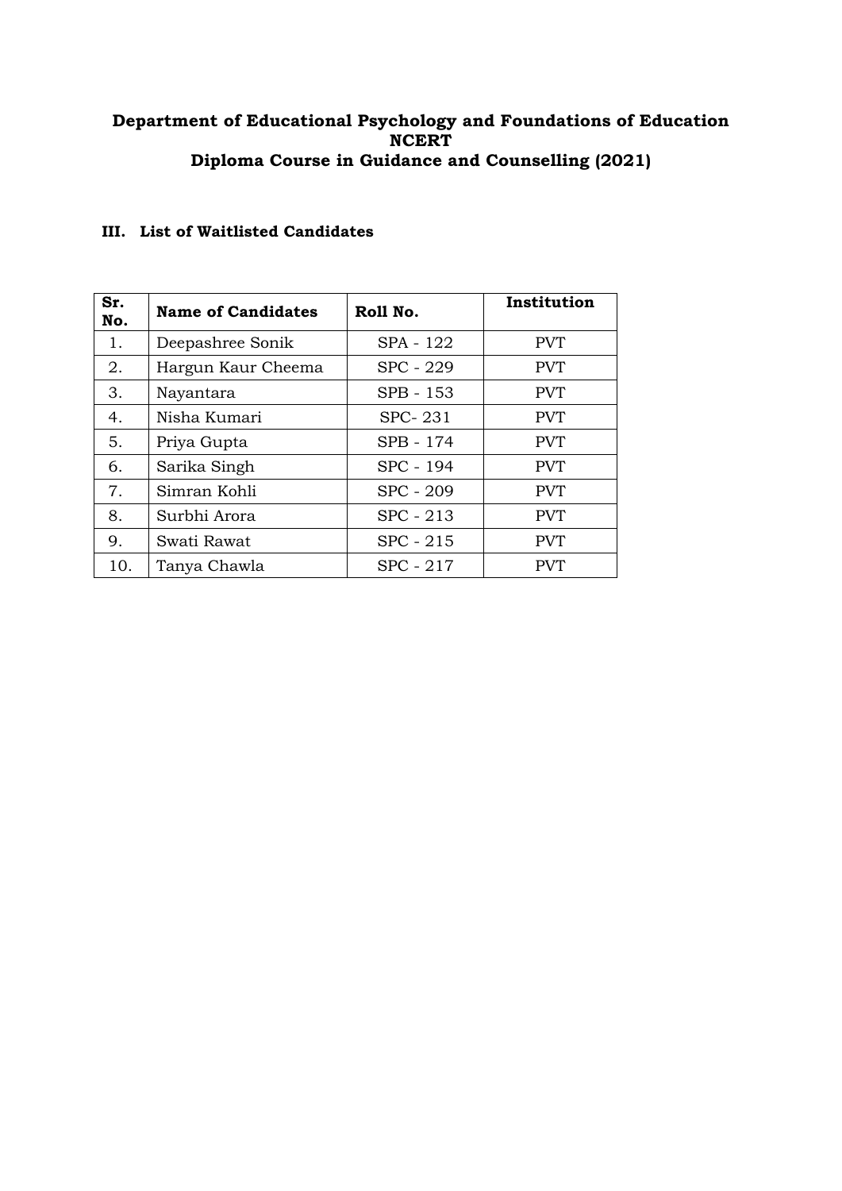**Department of Educational Psychology and Foundations of Education**
**NCERT**
**Diploma Course in Guidance and Counselling (2021)**

**III. List of Waitlisted Candidates**

| Sr. No. | Name of Candidates | Roll No. | Institution |
|---|---|---|---|
| 1. | Deepashree Sonik | SPA - 122 | PVT |
| 2. | Hargun Kaur Cheema | SPC - 229 | PVT |
| 3. | Nayantara | SPB - 153 | PVT |
| 4. | Nisha Kumari | SPC- 231 | PVT |
| 5. | Priya Gupta | SPB - 174 | PVT |
| 6. | Sarika Singh | SPC - 194 | PVT |
| 7. | Simran Kohli | SPC - 209 | PVT |
| 8. | Surbhi Arora | SPC - 213 | PVT |
| 9. | Swati Rawat | SPC - 215 | PVT |
| 10. | Tanya Chawla | SPC - 217 | PVT |